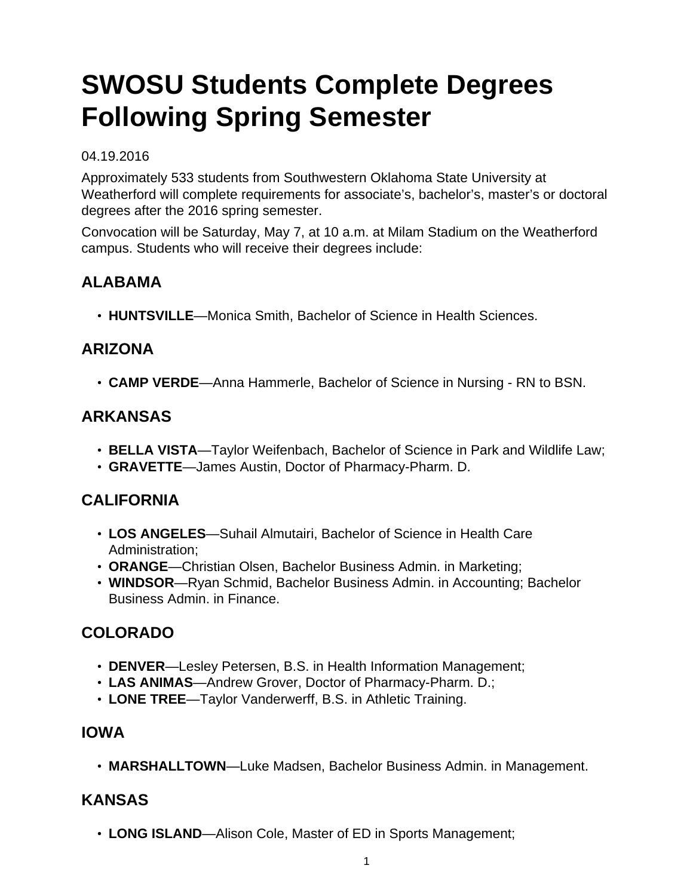# SWOSU Students Complete Degrees Following Spring Semester

04.19.2016

Approximately 533 students from Southwestern Oklahoma State University at Weatherford will complete requirements for associate's, bachelor's, master's or doctoral degrees after the 2016 spring semester.

Convocation will be Saturday, May 7, at 10 a.m. at Milam Stadium on the Weatherford campus. Students who will receive their degrees include:

## ALABAMA

- **HUNTSVILLE**—Monica Smith, Bachelor of Science in Health Sciences.

## ARIZONA

- **CAMP VERDE**—Anna Hammerle, Bachelor of Science in Nursing - RN to BSN.

## ARKANSAS

- **BELLA VISTA**—Taylor Weifenbach, Bachelor of Science in Park and Wildlife Law;
- **GRAVETTE**—James Austin, Doctor of Pharmacy-Pharm. D.

## CALIFORNIA

- **LOS ANGELES**—Suhail Almutairi, Bachelor of Science in Health Care Administration;
- **ORANGE**—Christian Olsen, Bachelor Business Admin. in Marketing;
- **WINDSOR**—Ryan Schmid, Bachelor Business Admin. in Accounting; Bachelor Business Admin. in Finance.

## COLORADO

- **DENVER**—Lesley Petersen, B.S. in Health Information Management;
- **LAS ANIMAS**—Andrew Grover, Doctor of Pharmacy-Pharm. D.;
- **LONE TREE**—Taylor Vanderwerff, B.S. in Athletic Training.

## IOWA

- **MARSHALLTOWN**—Luke Madsen, Bachelor Business Admin. in Management.

## KANSAS

- **LONG ISLAND**—Alison Cole, Master of ED in Sports Management;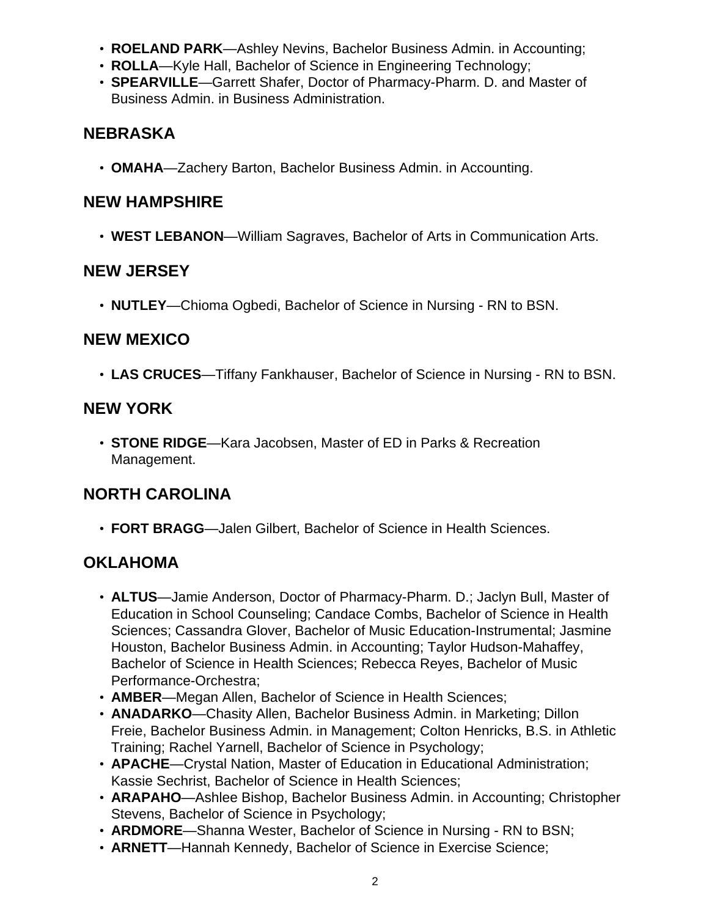- **ROELAND PARK**—Ashley Nevins, Bachelor Business Admin. in Accounting;
- **ROLLA**—Kyle Hall, Bachelor of Science in Engineering Technology;
- **SPEARVILLE**—Garrett Shafer, Doctor of Pharmacy-Pharm. D. and Master of Business Admin. in Business Administration.

## NEBRASKA

- **OMAHA**—Zachery Barton, Bachelor Business Admin. in Accounting.

## NEW HAMPSHIRE

- **WEST LEBANON**—William Sagraves, Bachelor of Arts in Communication Arts.

## NEW JERSEY

- **NUTLEY**—Chioma Ogbedi, Bachelor of Science in Nursing - RN to BSN.

## NEW MEXICO

- **LAS CRUCES**—Tiffany Fankhauser, Bachelor of Science in Nursing - RN to BSN.

## NEW YORK

- **STONE RIDGE**—Kara Jacobsen, Master of ED in Parks & Recreation Management.

## NORTH CAROLINA

- **FORT BRAGG**—Jalen Gilbert, Bachelor of Science in Health Sciences.

## OKLAHOMA

- **ALTUS**—Jamie Anderson, Doctor of Pharmacy-Pharm. D.; Jaclyn Bull, Master of Education in School Counseling; Candace Combs, Bachelor of Science in Health Sciences; Cassandra Glover, Bachelor of Music Education-Instrumental; Jasmine Houston, Bachelor Business Admin. in Accounting; Taylor Hudson-Mahaffey, Bachelor of Science in Health Sciences; Rebecca Reyes, Bachelor of Music Performance-Orchestra;
- **AMBER**—Megan Allen, Bachelor of Science in Health Sciences;
- **ANADARKO**—Chasity Allen, Bachelor Business Admin. in Marketing; Dillon Freie, Bachelor Business Admin. in Management; Colton Henricks, B.S. in Athletic Training; Rachel Yarnell, Bachelor of Science in Psychology;
- **APACHE**—Crystal Nation, Master of Education in Educational Administration; Kassie Sechrist, Bachelor of Science in Health Sciences;
- **ARAPAHO**—Ashlee Bishop, Bachelor Business Admin. in Accounting; Christopher Stevens, Bachelor of Science in Psychology;
- **ARDMORE**—Shanna Wester, Bachelor of Science in Nursing - RN to BSN;
- **ARNETT**—Hannah Kennedy, Bachelor of Science in Exercise Science;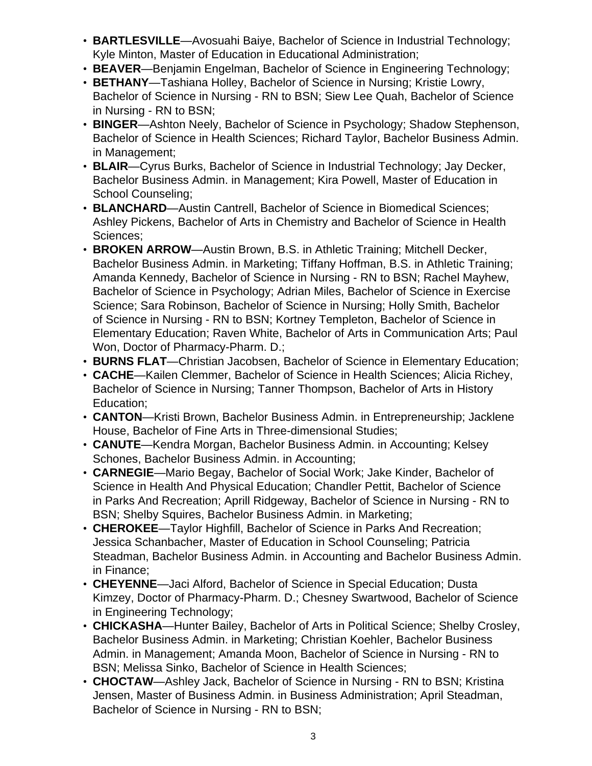- **BARTLESVILLE**—Avosuahi Baiye, Bachelor of Science in Industrial Technology; Kyle Minton, Master of Education in Educational Administration;
- **BEAVER**—Benjamin Engelman, Bachelor of Science in Engineering Technology;
- **BETHANY**—Tashiana Holley, Bachelor of Science in Nursing; Kristie Lowry, Bachelor of Science in Nursing - RN to BSN; Siew Lee Quah, Bachelor of Science in Nursing - RN to BSN;
- **BINGER**—Ashton Neely, Bachelor of Science in Psychology; Shadow Stephenson, Bachelor of Science in Health Sciences; Richard Taylor, Bachelor Business Admin. in Management;
- **BLAIR**—Cyrus Burks, Bachelor of Science in Industrial Technology; Jay Decker, Bachelor Business Admin. in Management; Kira Powell, Master of Education in School Counseling;
- **BLANCHARD**—Austin Cantrell, Bachelor of Science in Biomedical Sciences; Ashley Pickens, Bachelor of Arts in Chemistry and Bachelor of Science in Health Sciences;
- **BROKEN ARROW**—Austin Brown, B.S. in Athletic Training; Mitchell Decker, Bachelor Business Admin. in Marketing; Tiffany Hoffman, B.S. in Athletic Training; Amanda Kennedy, Bachelor of Science in Nursing - RN to BSN; Rachel Mayhew, Bachelor of Science in Psychology; Adrian Miles, Bachelor of Science in Exercise Science; Sara Robinson, Bachelor of Science in Nursing; Holly Smith, Bachelor of Science in Nursing - RN to BSN; Kortney Templeton, Bachelor of Science in Elementary Education; Raven White, Bachelor of Arts in Communication Arts; Paul Won, Doctor of Pharmacy-Pharm. D.;
- **BURNS FLAT**—Christian Jacobsen, Bachelor of Science in Elementary Education;
- **CACHE**—Kailen Clemmer, Bachelor of Science in Health Sciences; Alicia Richey, Bachelor of Science in Nursing; Tanner Thompson, Bachelor of Arts in History Education;
- **CANTON**—Kristi Brown, Bachelor Business Admin. in Entrepreneurship; Jacklene House, Bachelor of Fine Arts in Three-dimensional Studies;
- **CANUTE**—Kendra Morgan, Bachelor Business Admin. in Accounting; Kelsey Schones, Bachelor Business Admin. in Accounting;
- **CARNEGIE**—Mario Begay, Bachelor of Social Work; Jake Kinder, Bachelor of Science in Health And Physical Education; Chandler Pettit, Bachelor of Science in Parks And Recreation; Aprill Ridgeway, Bachelor of Science in Nursing - RN to BSN; Shelby Squires, Bachelor Business Admin. in Marketing;
- **CHEROKEE**—Taylor Highfill, Bachelor of Science in Parks And Recreation; Jessica Schanbacher, Master of Education in School Counseling; Patricia Steadman, Bachelor Business Admin. in Accounting and Bachelor Business Admin. in Finance;
- **CHEYENNE**—Jaci Alford, Bachelor of Science in Special Education; Dusta Kimzey, Doctor of Pharmacy-Pharm. D.; Chesney Swartwood, Bachelor of Science in Engineering Technology;
- **CHICKASHA**—Hunter Bailey, Bachelor of Arts in Political Science; Shelby Crosley, Bachelor Business Admin. in Marketing; Christian Koehler, Bachelor Business Admin. in Management; Amanda Moon, Bachelor of Science in Nursing - RN to BSN; Melissa Sinko, Bachelor of Science in Health Sciences;
- **CHOCTAW**—Ashley Jack, Bachelor of Science in Nursing - RN to BSN; Kristina Jensen, Master of Business Admin. in Business Administration; April Steadman, Bachelor of Science in Nursing - RN to BSN;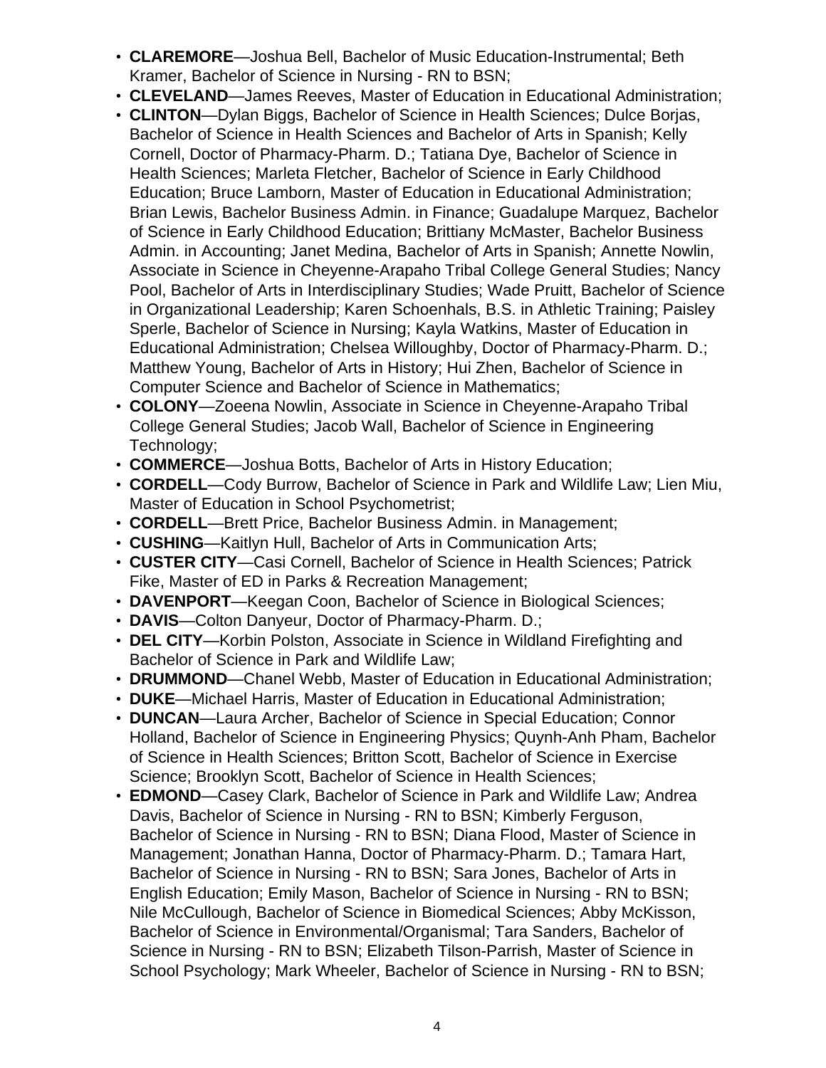- **CLAREMORE**—Joshua Bell, Bachelor of Music Education-Instrumental; Beth Kramer, Bachelor of Science in Nursing - RN to BSN;
- **CLEVELAND**—James Reeves, Master of Education in Educational Administration;
- **CLINTON**—Dylan Biggs, Bachelor of Science in Health Sciences; Dulce Borjas, Bachelor of Science in Health Sciences and Bachelor of Arts in Spanish; Kelly Cornell, Doctor of Pharmacy-Pharm. D.; Tatiana Dye, Bachelor of Science in Health Sciences; Marleta Fletcher, Bachelor of Science in Early Childhood Education; Bruce Lamborn, Master of Education in Educational Administration; Brian Lewis, Bachelor Business Admin. in Finance; Guadalupe Marquez, Bachelor of Science in Early Childhood Education; Brittiany McMaster, Bachelor Business Admin. in Accounting; Janet Medina, Bachelor of Arts in Spanish; Annette Nowlin, Associate in Science in Cheyenne-Arapaho Tribal College General Studies; Nancy Pool, Bachelor of Arts in Interdisciplinary Studies; Wade Pruitt, Bachelor of Science in Organizational Leadership; Karen Schoenhals, B.S. in Athletic Training; Paisley Sperle, Bachelor of Science in Nursing; Kayla Watkins, Master of Education in Educational Administration; Chelsea Willoughby, Doctor of Pharmacy-Pharm. D.; Matthew Young, Bachelor of Arts in History; Hui Zhen, Bachelor of Science in Computer Science and Bachelor of Science in Mathematics;
- **COLONY**—Zoeena Nowlin, Associate in Science in Cheyenne-Arapaho Tribal College General Studies; Jacob Wall, Bachelor of Science in Engineering Technology;
- **COMMERCE**—Joshua Botts, Bachelor of Arts in History Education;
- **CORDELL**—Cody Burrow, Bachelor of Science in Park and Wildlife Law; Lien Miu, Master of Education in School Psychometrist;
- **CORDELL**—Brett Price, Bachelor Business Admin. in Management;
- **CUSHING**—Kaitlyn Hull, Bachelor of Arts in Communication Arts;
- **CUSTER CITY**—Casi Cornell, Bachelor of Science in Health Sciences; Patrick Fike, Master of ED in Parks & Recreation Management;
- **DAVENPORT**—Keegan Coon, Bachelor of Science in Biological Sciences;
- **DAVIS**—Colton Danyeur, Doctor of Pharmacy-Pharm. D.;
- **DEL CITY**—Korbin Polston, Associate in Science in Wildland Firefighting and Bachelor of Science in Park and Wildlife Law;
- **DRUMMOND**—Chanel Webb, Master of Education in Educational Administration;
- **DUKE**—Michael Harris, Master of Education in Educational Administration;
- **DUNCAN**—Laura Archer, Bachelor of Science in Special Education; Connor Holland, Bachelor of Science in Engineering Physics; Quynh-Anh Pham, Bachelor of Science in Health Sciences; Britton Scott, Bachelor of Science in Exercise Science; Brooklyn Scott, Bachelor of Science in Health Sciences;
- **EDMOND**—Casey Clark, Bachelor of Science in Park and Wildlife Law; Andrea Davis, Bachelor of Science in Nursing - RN to BSN; Kimberly Ferguson, Bachelor of Science in Nursing - RN to BSN; Diana Flood, Master of Science in Management; Jonathan Hanna, Doctor of Pharmacy-Pharm. D.; Tamara Hart, Bachelor of Science in Nursing - RN to BSN; Sara Jones, Bachelor of Arts in English Education; Emily Mason, Bachelor of Science in Nursing - RN to BSN; Nile McCullough, Bachelor of Science in Biomedical Sciences; Abby McKisson, Bachelor of Science in Environmental/Organismal; Tara Sanders, Bachelor of Science in Nursing - RN to BSN; Elizabeth Tilson-Parrish, Master of Science in School Psychology; Mark Wheeler, Bachelor of Science in Nursing - RN to BSN;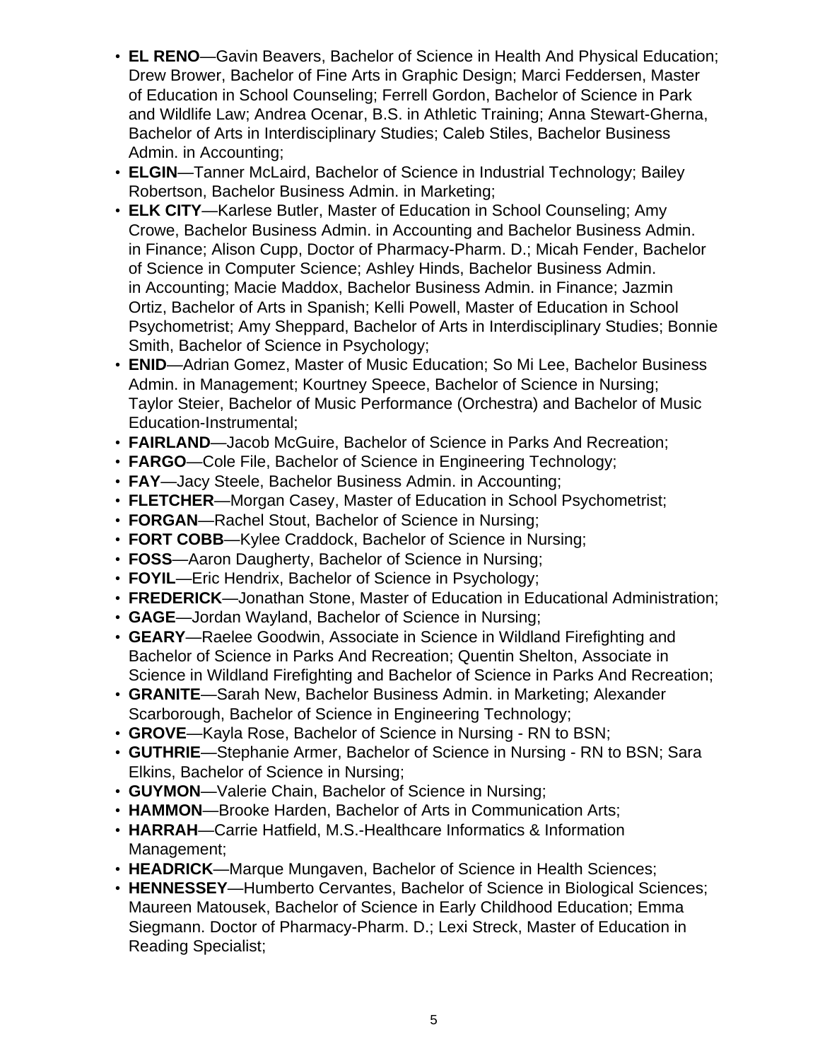- **EL RENO**—Gavin Beavers, Bachelor of Science in Health And Physical Education; Drew Brower, Bachelor of Fine Arts in Graphic Design; Marci Feddersen, Master of Education in School Counseling; Ferrell Gordon, Bachelor of Science in Park and Wildlife Law; Andrea Ocenar, B.S. in Athletic Training; Anna Stewart-Gherna, Bachelor of Arts in Interdisciplinary Studies; Caleb Stiles, Bachelor Business Admin. in Accounting;
- **ELGIN**—Tanner McLaird, Bachelor of Science in Industrial Technology; Bailey Robertson, Bachelor Business Admin. in Marketing;
- **ELK CITY**—Karlese Butler, Master of Education in School Counseling; Amy Crowe, Bachelor Business Admin. in Accounting and Bachelor Business Admin. in Finance; Alison Cupp, Doctor of Pharmacy-Pharm. D.; Micah Fender, Bachelor of Science in Computer Science; Ashley Hinds, Bachelor Business Admin. in Accounting; Macie Maddox, Bachelor Business Admin. in Finance; Jazmin Ortiz, Bachelor of Arts in Spanish; Kelli Powell, Master of Education in School Psychometrist; Amy Sheppard, Bachelor of Arts in Interdisciplinary Studies; Bonnie Smith, Bachelor of Science in Psychology;
- **ENID**—Adrian Gomez, Master of Music Education; So Mi Lee, Bachelor Business Admin. in Management; Kourtney Speece, Bachelor of Science in Nursing; Taylor Steier, Bachelor of Music Performance (Orchestra) and Bachelor of Music Education-Instrumental;
- **FAIRLAND**—Jacob McGuire, Bachelor of Science in Parks And Recreation;
- **FARGO**—Cole File, Bachelor of Science in Engineering Technology;
- **FAY**—Jacy Steele, Bachelor Business Admin. in Accounting;
- **FLETCHER**—Morgan Casey, Master of Education in School Psychometrist;
- **FORGAN**—Rachel Stout, Bachelor of Science in Nursing;
- **FORT COBB**—Kylee Craddock, Bachelor of Science in Nursing;
- **FOSS**—Aaron Daugherty, Bachelor of Science in Nursing;
- **FOYIL**—Eric Hendrix, Bachelor of Science in Psychology;
- **FREDERICK**—Jonathan Stone, Master of Education in Educational Administration;
- **GAGE**—Jordan Wayland, Bachelor of Science in Nursing;
- **GEARY**—Raelee Goodwin, Associate in Science in Wildland Firefighting and Bachelor of Science in Parks And Recreation; Quentin Shelton, Associate in Science in Wildland Firefighting and Bachelor of Science in Parks And Recreation;
- **GRANITE**—Sarah New, Bachelor Business Admin. in Marketing; Alexander Scarborough, Bachelor of Science in Engineering Technology;
- **GROVE**—Kayla Rose, Bachelor of Science in Nursing - RN to BSN;
- **GUTHRIE**—Stephanie Armer, Bachelor of Science in Nursing - RN to BSN; Sara Elkins, Bachelor of Science in Nursing;
- **GUYMON**—Valerie Chain, Bachelor of Science in Nursing;
- **HAMMON**—Brooke Harden, Bachelor of Arts in Communication Arts;
- **HARRAH**—Carrie Hatfield, M.S.-Healthcare Informatics & Information Management;
- **HEADRICK**—Marque Mungaven, Bachelor of Science in Health Sciences;
- **HENNESSEY**—Humberto Cervantes, Bachelor of Science in Biological Sciences; Maureen Matousek, Bachelor of Science in Early Childhood Education; Emma Siegmann. Doctor of Pharmacy-Pharm. D.; Lexi Streck, Master of Education in Reading Specialist;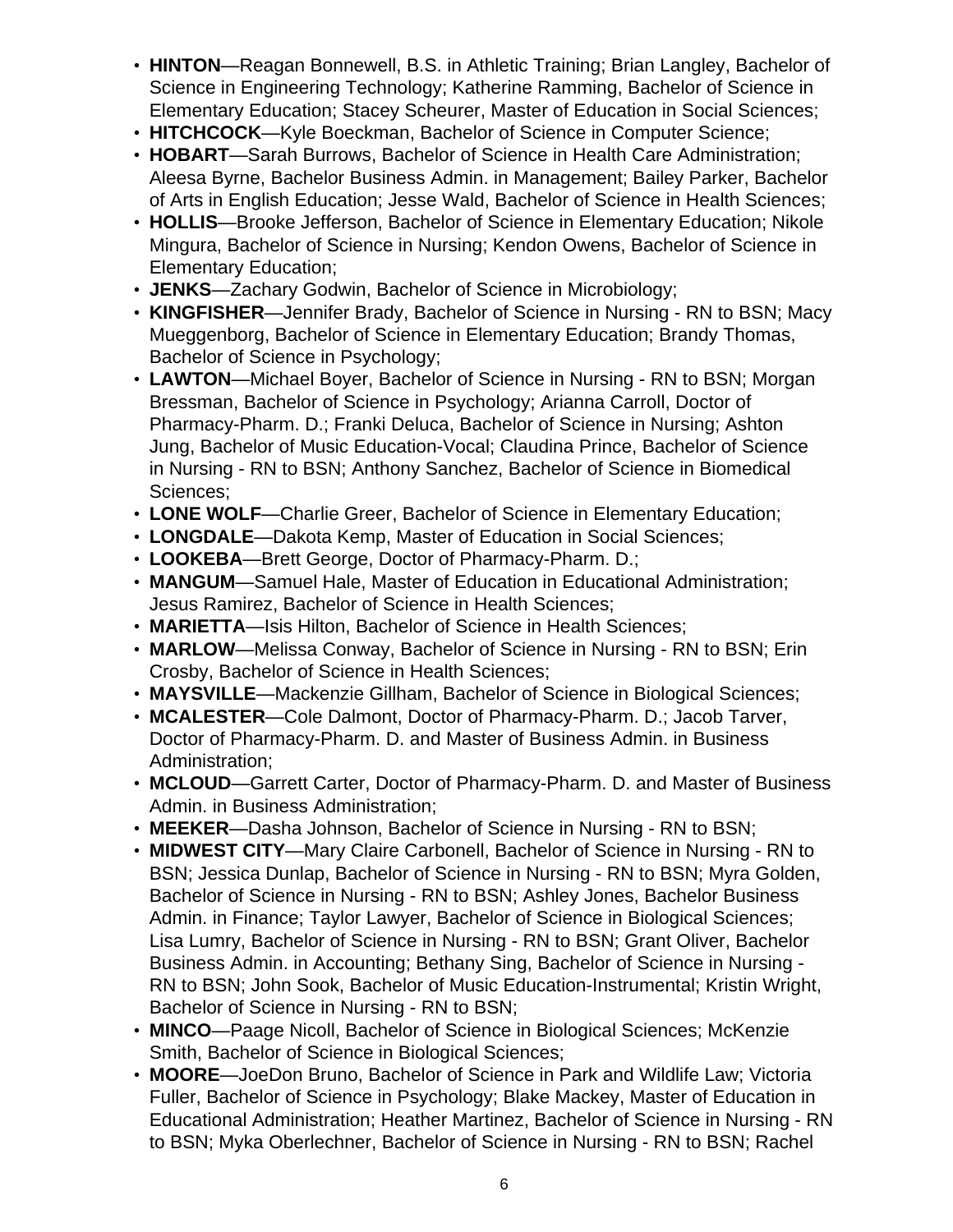- **HINTON**—Reagan Bonnewell, B.S. in Athletic Training; Brian Langley, Bachelor of Science in Engineering Technology; Katherine Ramming, Bachelor of Science in Elementary Education; Stacey Scheurer, Master of Education in Social Sciences;
- **HITCHCOCK**—Kyle Boeckman, Bachelor of Science in Computer Science;
- **HOBART**—Sarah Burrows, Bachelor of Science in Health Care Administration; Aleesa Byrne, Bachelor Business Admin. in Management; Bailey Parker, Bachelor of Arts in English Education; Jesse Wald, Bachelor of Science in Health Sciences;
- **HOLLIS**—Brooke Jefferson, Bachelor of Science in Elementary Education; Nikole Mingura, Bachelor of Science in Nursing; Kendon Owens, Bachelor of Science in Elementary Education;
- **JENKS**—Zachary Godwin, Bachelor of Science in Microbiology;
- **KINGFISHER**—Jennifer Brady, Bachelor of Science in Nursing - RN to BSN; Macy Mueggenborg, Bachelor of Science in Elementary Education; Brandy Thomas, Bachelor of Science in Psychology;
- **LAWTON**—Michael Boyer, Bachelor of Science in Nursing - RN to BSN; Morgan Bressman, Bachelor of Science in Psychology; Arianna Carroll, Doctor of Pharmacy-Pharm. D.; Franki Deluca, Bachelor of Science in Nursing; Ashton Jung, Bachelor of Music Education-Vocal; Claudina Prince, Bachelor of Science in Nursing - RN to BSN; Anthony Sanchez, Bachelor of Science in Biomedical Sciences;
- **LONE WOLF**—Charlie Greer, Bachelor of Science in Elementary Education;
- **LONGDALE**—Dakota Kemp, Master of Education in Social Sciences;
- **LOOKEBA**—Brett George, Doctor of Pharmacy-Pharm. D.;
- **MANGUM**—Samuel Hale, Master of Education in Educational Administration; Jesus Ramirez, Bachelor of Science in Health Sciences;
- **MARIETTA**—Isis Hilton, Bachelor of Science in Health Sciences;
- **MARLOW**—Melissa Conway, Bachelor of Science in Nursing - RN to BSN; Erin Crosby, Bachelor of Science in Health Sciences;
- **MAYSVILLE**—Mackenzie Gillham, Bachelor of Science in Biological Sciences;
- **MCALESTER**—Cole Dalmont, Doctor of Pharmacy-Pharm. D.; Jacob Tarver, Doctor of Pharmacy-Pharm. D. and Master of Business Admin. in Business Administration;
- **MCLOUD**—Garrett Carter, Doctor of Pharmacy-Pharm. D. and Master of Business Admin. in Business Administration;
- **MEEKER**—Dasha Johnson, Bachelor of Science in Nursing - RN to BSN;
- **MIDWEST CITY**—Mary Claire Carbonell, Bachelor of Science in Nursing - RN to BSN; Jessica Dunlap, Bachelor of Science in Nursing - RN to BSN; Myra Golden, Bachelor of Science in Nursing - RN to BSN; Ashley Jones, Bachelor Business Admin. in Finance; Taylor Lawyer, Bachelor of Science in Biological Sciences; Lisa Lumry, Bachelor of Science in Nursing - RN to BSN; Grant Oliver, Bachelor Business Admin. in Accounting; Bethany Sing, Bachelor of Science in Nursing - RN to BSN; John Sook, Bachelor of Music Education-Instrumental; Kristin Wright, Bachelor of Science in Nursing - RN to BSN;
- **MINCO**—Paage Nicoll, Bachelor of Science in Biological Sciences; McKenzie Smith, Bachelor of Science in Biological Sciences;
- **MOORE**—JoeDon Bruno, Bachelor of Science in Park and Wildlife Law; Victoria Fuller, Bachelor of Science in Psychology; Blake Mackey, Master of Education in Educational Administration; Heather Martinez, Bachelor of Science in Nursing - RN to BSN; Myka Oberlechner, Bachelor of Science in Nursing - RN to BSN; Rachel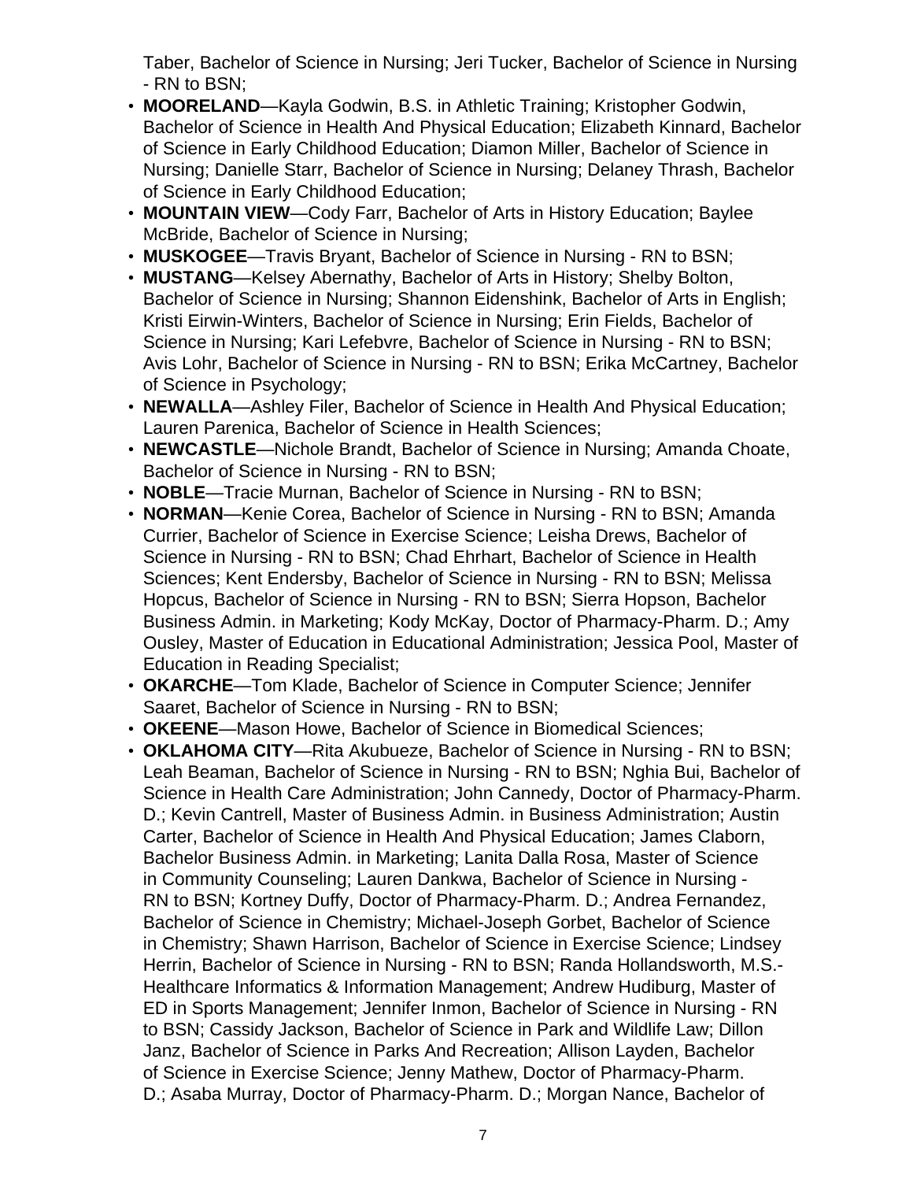Taber, Bachelor of Science in Nursing; Jeri Tucker, Bachelor of Science in Nursing - RN to BSN;

- **MOORELAND**—Kayla Godwin, B.S. in Athletic Training; Kristopher Godwin, Bachelor of Science in Health And Physical Education; Elizabeth Kinnard, Bachelor of Science in Early Childhood Education; Diamon Miller, Bachelor of Science in Nursing; Danielle Starr, Bachelor of Science in Nursing; Delaney Thrash, Bachelor of Science in Early Childhood Education;
- **MOUNTAIN VIEW**—Cody Farr, Bachelor of Arts in History Education; Baylee McBride, Bachelor of Science in Nursing;
- **MUSKOGEE**—Travis Bryant, Bachelor of Science in Nursing - RN to BSN;
- **MUSTANG**—Kelsey Abernathy, Bachelor of Arts in History; Shelby Bolton, Bachelor of Science in Nursing; Shannon Eidenshink, Bachelor of Arts in English; Kristi Eirwin-Winters, Bachelor of Science in Nursing; Erin Fields, Bachelor of Science in Nursing; Kari Lefebvre, Bachelor of Science in Nursing - RN to BSN; Avis Lohr, Bachelor of Science in Nursing - RN to BSN; Erika McCartney, Bachelor of Science in Psychology;
- **NEWALLA**—Ashley Filer, Bachelor of Science in Health And Physical Education; Lauren Parenica, Bachelor of Science in Health Sciences;
- **NEWCASTLE**—Nichole Brandt, Bachelor of Science in Nursing; Amanda Choate, Bachelor of Science in Nursing - RN to BSN;
- **NOBLE**—Tracie Murnan, Bachelor of Science in Nursing - RN to BSN;
- **NORMAN**—Kenie Corea, Bachelor of Science in Nursing - RN to BSN; Amanda Currier, Bachelor of Science in Exercise Science; Leisha Drews, Bachelor of Science in Nursing - RN to BSN; Chad Ehrhart, Bachelor of Science in Health Sciences; Kent Endersby, Bachelor of Science in Nursing - RN to BSN; Melissa Hopcus, Bachelor of Science in Nursing - RN to BSN; Sierra Hopson, Bachelor Business Admin. in Marketing; Kody McKay, Doctor of Pharmacy-Pharm. D.; Amy Ousley, Master of Education in Educational Administration; Jessica Pool, Master of Education in Reading Specialist;
- **OKARCHE**—Tom Klade, Bachelor of Science in Computer Science; Jennifer Saaret, Bachelor of Science in Nursing - RN to BSN;
- **OKEENE**—Mason Howe, Bachelor of Science in Biomedical Sciences;
- **OKLAHOMA CITY**—Rita Akubueze, Bachelor of Science in Nursing - RN to BSN; Leah Beaman, Bachelor of Science in Nursing - RN to BSN; Nghia Bui, Bachelor of Science in Health Care Administration; John Cannedy, Doctor of Pharmacy-Pharm. D.; Kevin Cantrell, Master of Business Admin. in Business Administration; Austin Carter, Bachelor of Science in Health And Physical Education; James Claborn, Bachelor Business Admin. in Marketing; Lanita Dalla Rosa, Master of Science in Community Counseling; Lauren Dankwa, Bachelor of Science in Nursing - RN to BSN; Kortney Duffy, Doctor of Pharmacy-Pharm. D.; Andrea Fernandez, Bachelor of Science in Chemistry; Michael-Joseph Gorbet, Bachelor of Science in Chemistry; Shawn Harrison, Bachelor of Science in Exercise Science; Lindsey Herrin, Bachelor of Science in Nursing - RN to BSN; Randa Hollandsworth, M.S.-Healthcare Informatics & Information Management; Andrew Hudiburg, Master of ED in Sports Management; Jennifer Inmon, Bachelor of Science in Nursing - RN to BSN; Cassidy Jackson, Bachelor of Science in Park and Wildlife Law; Dillon Janz, Bachelor of Science in Parks And Recreation; Allison Layden, Bachelor of Science in Exercise Science; Jenny Mathew, Doctor of Pharmacy-Pharm. D.; Asaba Murray, Doctor of Pharmacy-Pharm. D.; Morgan Nance, Bachelor of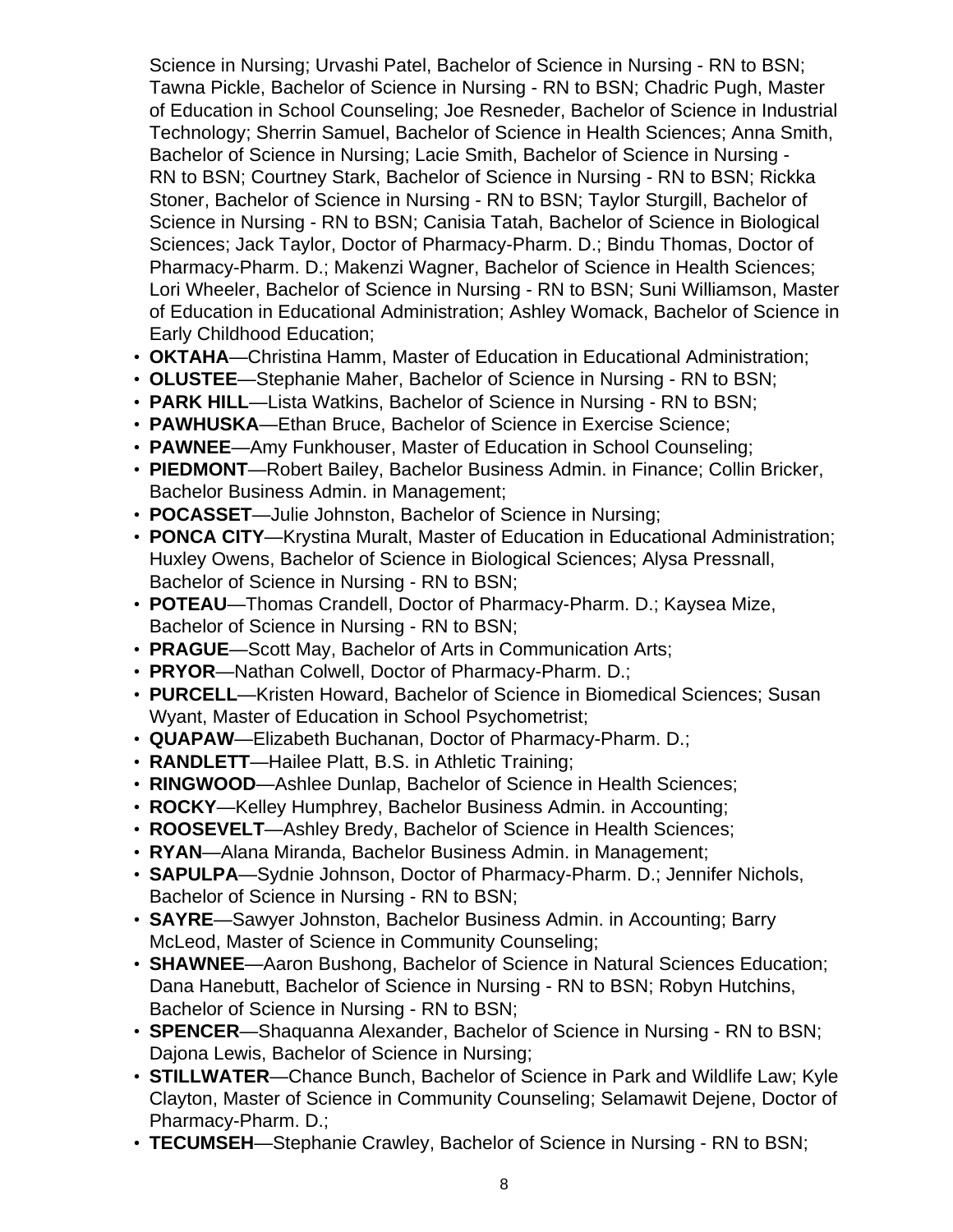Science in Nursing; Urvashi Patel, Bachelor of Science in Nursing - RN to BSN; Tawna Pickle, Bachelor of Science in Nursing - RN to BSN; Chadric Pugh, Master of Education in School Counseling; Joe Resneder, Bachelor of Science in Industrial Technology; Sherrin Samuel, Bachelor of Science in Health Sciences; Anna Smith, Bachelor of Science in Nursing; Lacie Smith, Bachelor of Science in Nursing - RN to BSN; Courtney Stark, Bachelor of Science in Nursing - RN to BSN; Rickka Stoner, Bachelor of Science in Nursing - RN to BSN; Taylor Sturgill, Bachelor of Science in Nursing - RN to BSN; Canisia Tatah, Bachelor of Science in Biological Sciences; Jack Taylor, Doctor of Pharmacy-Pharm. D.; Bindu Thomas, Doctor of Pharmacy-Pharm. D.; Makenzi Wagner, Bachelor of Science in Health Sciences; Lori Wheeler, Bachelor of Science in Nursing - RN to BSN; Suni Williamson, Master of Education in Educational Administration; Ashley Womack, Bachelor of Science in Early Childhood Education;

- **OKTAHA**—Christina Hamm, Master of Education in Educational Administration;
- **OLUSTEE**—Stephanie Maher, Bachelor of Science in Nursing - RN to BSN;
- **PARK HILL**—Lista Watkins, Bachelor of Science in Nursing - RN to BSN;
- **PAWHUSKA**—Ethan Bruce, Bachelor of Science in Exercise Science;
- **PAWNEE**—Amy Funkhouser, Master of Education in School Counseling;
- **PIEDMONT**—Robert Bailey, Bachelor Business Admin. in Finance; Collin Bricker, Bachelor Business Admin. in Management;
- **POCASSET**—Julie Johnston, Bachelor of Science in Nursing;
- **PONCA CITY**—Krystina Muralt, Master of Education in Educational Administration; Huxley Owens, Bachelor of Science in Biological Sciences; Alysa Pressnall, Bachelor of Science in Nursing - RN to BSN;
- **POTEAU**—Thomas Crandell, Doctor of Pharmacy-Pharm. D.; Kaysea Mize, Bachelor of Science in Nursing - RN to BSN;
- **PRAGUE**—Scott May, Bachelor of Arts in Communication Arts;
- **PRYOR**—Nathan Colwell, Doctor of Pharmacy-Pharm. D.;
- **PURCELL**—Kristen Howard, Bachelor of Science in Biomedical Sciences; Susan Wyant, Master of Education in School Psychometrist;
- **QUAPAW**—Elizabeth Buchanan, Doctor of Pharmacy-Pharm. D.;
- **RANDLETT**—Hailee Platt, B.S. in Athletic Training;
- **RINGWOOD**—Ashlee Dunlap, Bachelor of Science in Health Sciences;
- **ROCKY**—Kelley Humphrey, Bachelor Business Admin. in Accounting;
- **ROOSEVELT**—Ashley Bredy, Bachelor of Science in Health Sciences;
- **RYAN**—Alana Miranda, Bachelor Business Admin. in Management;
- **SAPULPA**—Sydnie Johnson, Doctor of Pharmacy-Pharm. D.; Jennifer Nichols, Bachelor of Science in Nursing - RN to BSN;
- **SAYRE**—Sawyer Johnston, Bachelor Business Admin. in Accounting; Barry McLeod, Master of Science in Community Counseling;
- **SHAWNEE**—Aaron Bushong, Bachelor of Science in Natural Sciences Education; Dana Hanebutt, Bachelor of Science in Nursing - RN to BSN; Robyn Hutchins, Bachelor of Science in Nursing - RN to BSN;
- **SPENCER**—Shaquanna Alexander, Bachelor of Science in Nursing - RN to BSN; Dajona Lewis, Bachelor of Science in Nursing;
- **STILLWATER**—Chance Bunch, Bachelor of Science in Park and Wildlife Law; Kyle Clayton, Master of Science in Community Counseling; Selamawit Dejene, Doctor of Pharmacy-Pharm. D.;
- **TECUMSEH**—Stephanie Crawley, Bachelor of Science in Nursing - RN to BSN;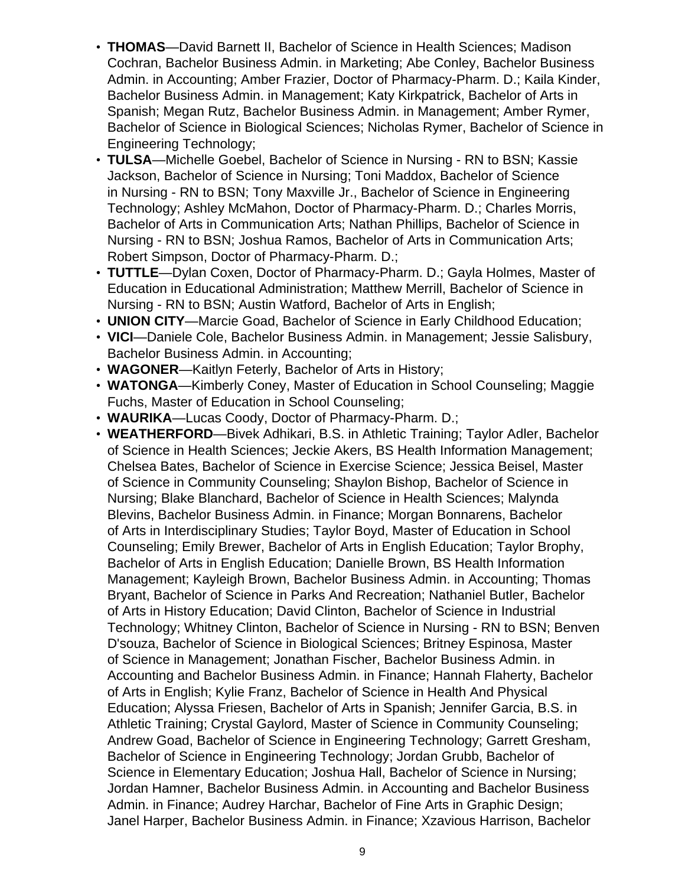- **THOMAS**—David Barnett II, Bachelor of Science in Health Sciences; Madison Cochran, Bachelor Business Admin. in Marketing; Abe Conley, Bachelor Business Admin. in Accounting; Amber Frazier, Doctor of Pharmacy-Pharm. D.; Kaila Kinder, Bachelor Business Admin. in Management; Katy Kirkpatrick, Bachelor of Arts in Spanish; Megan Rutz, Bachelor Business Admin. in Management; Amber Rymer, Bachelor of Science in Biological Sciences; Nicholas Rymer, Bachelor of Science in Engineering Technology;
- **TULSA**—Michelle Goebel, Bachelor of Science in Nursing - RN to BSN; Kassie Jackson, Bachelor of Science in Nursing; Toni Maddox, Bachelor of Science in Nursing - RN to BSN; Tony Maxville Jr., Bachelor of Science in Engineering Technology; Ashley McMahon, Doctor of Pharmacy-Pharm. D.; Charles Morris, Bachelor of Arts in Communication Arts; Nathan Phillips, Bachelor of Science in Nursing - RN to BSN; Joshua Ramos, Bachelor of Arts in Communication Arts; Robert Simpson, Doctor of Pharmacy-Pharm. D.;
- **TUTTLE**—Dylan Coxen, Doctor of Pharmacy-Pharm. D.; Gayla Holmes, Master of Education in Educational Administration; Matthew Merrill, Bachelor of Science in Nursing - RN to BSN; Austin Watford, Bachelor of Arts in English;
- **UNION CITY**—Marcie Goad, Bachelor of Science in Early Childhood Education;
- **VICI**—Daniele Cole, Bachelor Business Admin. in Management; Jessie Salisbury, Bachelor Business Admin. in Accounting;
- **WAGONER**—Kaitlyn Feterly, Bachelor of Arts in History;
- **WATONGA**—Kimberly Coney, Master of Education in School Counseling; Maggie Fuchs, Master of Education in School Counseling;
- **WAURIKA**—Lucas Coody, Doctor of Pharmacy-Pharm. D.;
- **WEATHERFORD**—Bivek Adhikari, B.S. in Athletic Training; Taylor Adler, Bachelor of Science in Health Sciences; Jeckie Akers, BS Health Information Management; Chelsea Bates, Bachelor of Science in Exercise Science; Jessica Beisel, Master of Science in Community Counseling; Shaylon Bishop, Bachelor of Science in Nursing; Blake Blanchard, Bachelor of Science in Health Sciences; Malynda Blevins, Bachelor Business Admin. in Finance; Morgan Bonnarens, Bachelor of Arts in Interdisciplinary Studies; Taylor Boyd, Master of Education in School Counseling; Emily Brewer, Bachelor of Arts in English Education; Taylor Brophy, Bachelor of Arts in English Education; Danielle Brown, BS Health Information Management; Kayleigh Brown, Bachelor Business Admin. in Accounting; Thomas Bryant, Bachelor of Science in Parks And Recreation; Nathaniel Butler, Bachelor of Arts in History Education; David Clinton, Bachelor of Science in Industrial Technology; Whitney Clinton, Bachelor of Science in Nursing - RN to BSN; Benven D'souza, Bachelor of Science in Biological Sciences; Britney Espinosa, Master of Science in Management; Jonathan Fischer, Bachelor Business Admin. in Accounting and Bachelor Business Admin. in Finance; Hannah Flaherty, Bachelor of Arts in English; Kylie Franz, Bachelor of Science in Health And Physical Education; Alyssa Friesen, Bachelor of Arts in Spanish; Jennifer Garcia, B.S. in Athletic Training; Crystal Gaylord, Master of Science in Community Counseling; Andrew Goad, Bachelor of Science in Engineering Technology; Garrett Gresham, Bachelor of Science in Engineering Technology; Jordan Grubb, Bachelor of Science in Elementary Education; Joshua Hall, Bachelor of Science in Nursing; Jordan Hamner, Bachelor Business Admin. in Accounting and Bachelor Business Admin. in Finance; Audrey Harchar, Bachelor of Fine Arts in Graphic Design; Janel Harper, Bachelor Business Admin. in Finance; Xzavious Harrison, Bachelor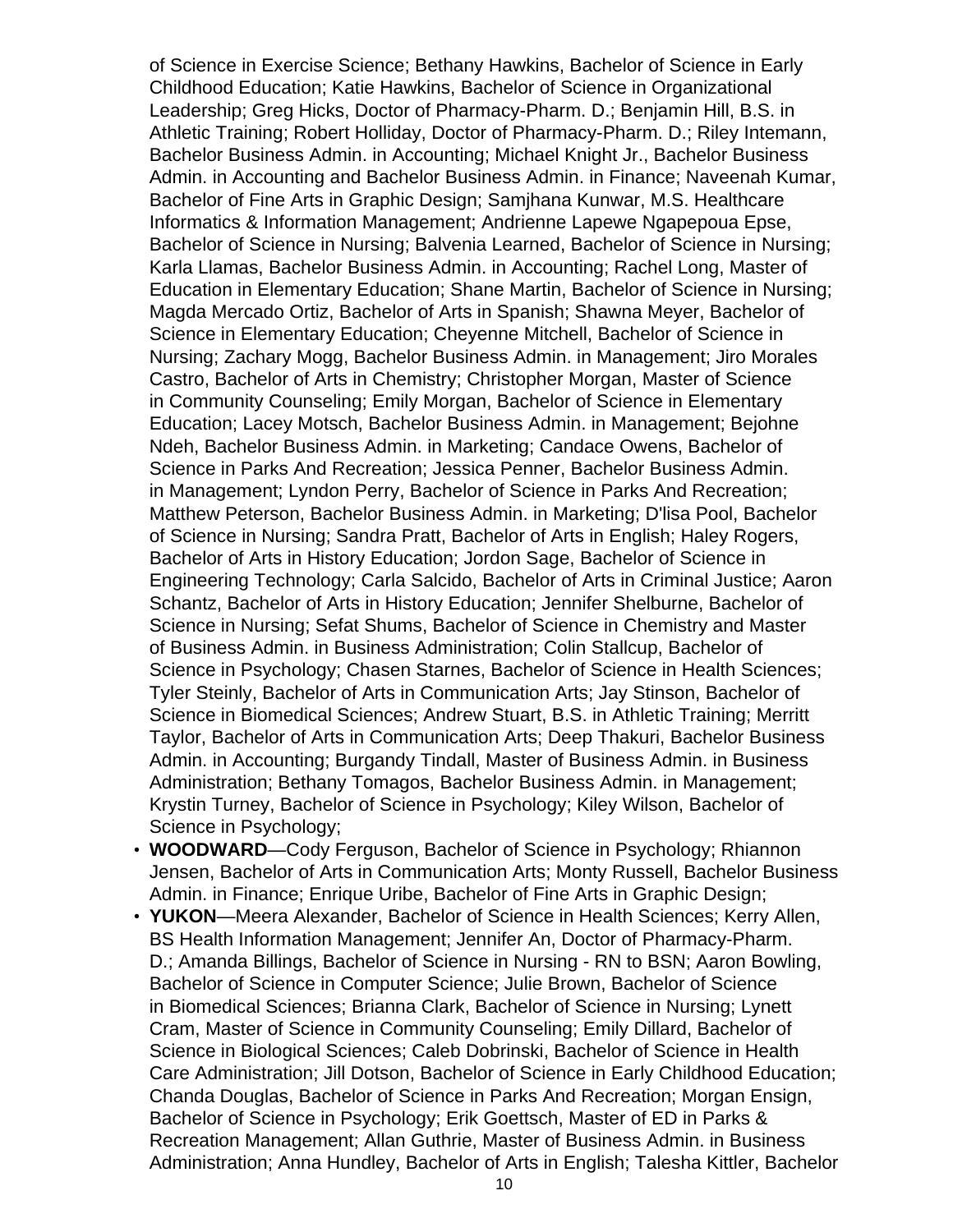of Science in Exercise Science; Bethany Hawkins, Bachelor of Science in Early Childhood Education; Katie Hawkins, Bachelor of Science in Organizational Leadership; Greg Hicks, Doctor of Pharmacy-Pharm. D.; Benjamin Hill, B.S. in Athletic Training; Robert Holliday, Doctor of Pharmacy-Pharm. D.; Riley Intemann, Bachelor Business Admin. in Accounting; Michael Knight Jr., Bachelor Business Admin. in Accounting and Bachelor Business Admin. in Finance; Naveenah Kumar, Bachelor of Fine Arts in Graphic Design; Samjhana Kunwar, M.S. Healthcare Informatics & Information Management; Andrienne Lapewe Ngapepoua Epse, Bachelor of Science in Nursing; Balvenia Learned, Bachelor of Science in Nursing; Karla Llamas, Bachelor Business Admin. in Accounting; Rachel Long, Master of Education in Elementary Education; Shane Martin, Bachelor of Science in Nursing; Magda Mercado Ortiz, Bachelor of Arts in Spanish; Shawna Meyer, Bachelor of Science in Elementary Education; Cheyenne Mitchell, Bachelor of Science in Nursing; Zachary Mogg, Bachelor Business Admin. in Management; Jiro Morales Castro, Bachelor of Arts in Chemistry; Christopher Morgan, Master of Science in Community Counseling; Emily Morgan, Bachelor of Science in Elementary Education; Lacey Motsch, Bachelor Business Admin. in Management; Bejohne Ndeh, Bachelor Business Admin. in Marketing; Candace Owens, Bachelor of Science in Parks And Recreation; Jessica Penner, Bachelor Business Admin. in Management; Lyndon Perry, Bachelor of Science in Parks And Recreation; Matthew Peterson, Bachelor Business Admin. in Marketing; D'lisa Pool, Bachelor of Science in Nursing; Sandra Pratt, Bachelor of Arts in English; Haley Rogers, Bachelor of Arts in History Education; Jordon Sage, Bachelor of Science in Engineering Technology; Carla Salcido, Bachelor of Arts in Criminal Justice; Aaron Schantz, Bachelor of Arts in History Education; Jennifer Shelburne, Bachelor of Science in Nursing; Sefat Shums, Bachelor of Science in Chemistry and Master of Business Admin. in Business Administration; Colin Stallcup, Bachelor of Science in Psychology; Chasen Starnes, Bachelor of Science in Health Sciences; Tyler Steinly, Bachelor of Arts in Communication Arts; Jay Stinson, Bachelor of Science in Biomedical Sciences; Andrew Stuart, B.S. in Athletic Training; Merritt Taylor, Bachelor of Arts in Communication Arts; Deep Thakuri, Bachelor Business Admin. in Accounting; Burgandy Tindall, Master of Business Admin. in Business Administration; Bethany Tomagos, Bachelor Business Admin. in Management; Krystin Turney, Bachelor of Science in Psychology; Kiley Wilson, Bachelor of Science in Psychology;

- **WOODWARD**—Cody Ferguson, Bachelor of Science in Psychology; Rhiannon Jensen, Bachelor of Arts in Communication Arts; Monty Russell, Bachelor Business Admin. in Finance; Enrique Uribe, Bachelor of Fine Arts in Graphic Design;
- **YUKON**—Meera Alexander, Bachelor of Science in Health Sciences; Kerry Allen, BS Health Information Management; Jennifer An, Doctor of Pharmacy-Pharm. D.; Amanda Billings, Bachelor of Science in Nursing - RN to BSN; Aaron Bowling, Bachelor of Science in Computer Science; Julie Brown, Bachelor of Science in Biomedical Sciences; Brianna Clark, Bachelor of Science in Nursing; Lynett Cram, Master of Science in Community Counseling; Emily Dillard, Bachelor of Science in Biological Sciences; Caleb Dobrinski, Bachelor of Science in Health Care Administration; Jill Dotson, Bachelor of Science in Early Childhood Education; Chanda Douglas, Bachelor of Science in Parks And Recreation; Morgan Ensign, Bachelor of Science in Psychology; Erik Goettsch, Master of ED in Parks & Recreation Management; Allan Guthrie, Master of Business Admin. in Business Administration; Anna Hundley, Bachelor of Arts in English; Talesha Kittler, Bachelor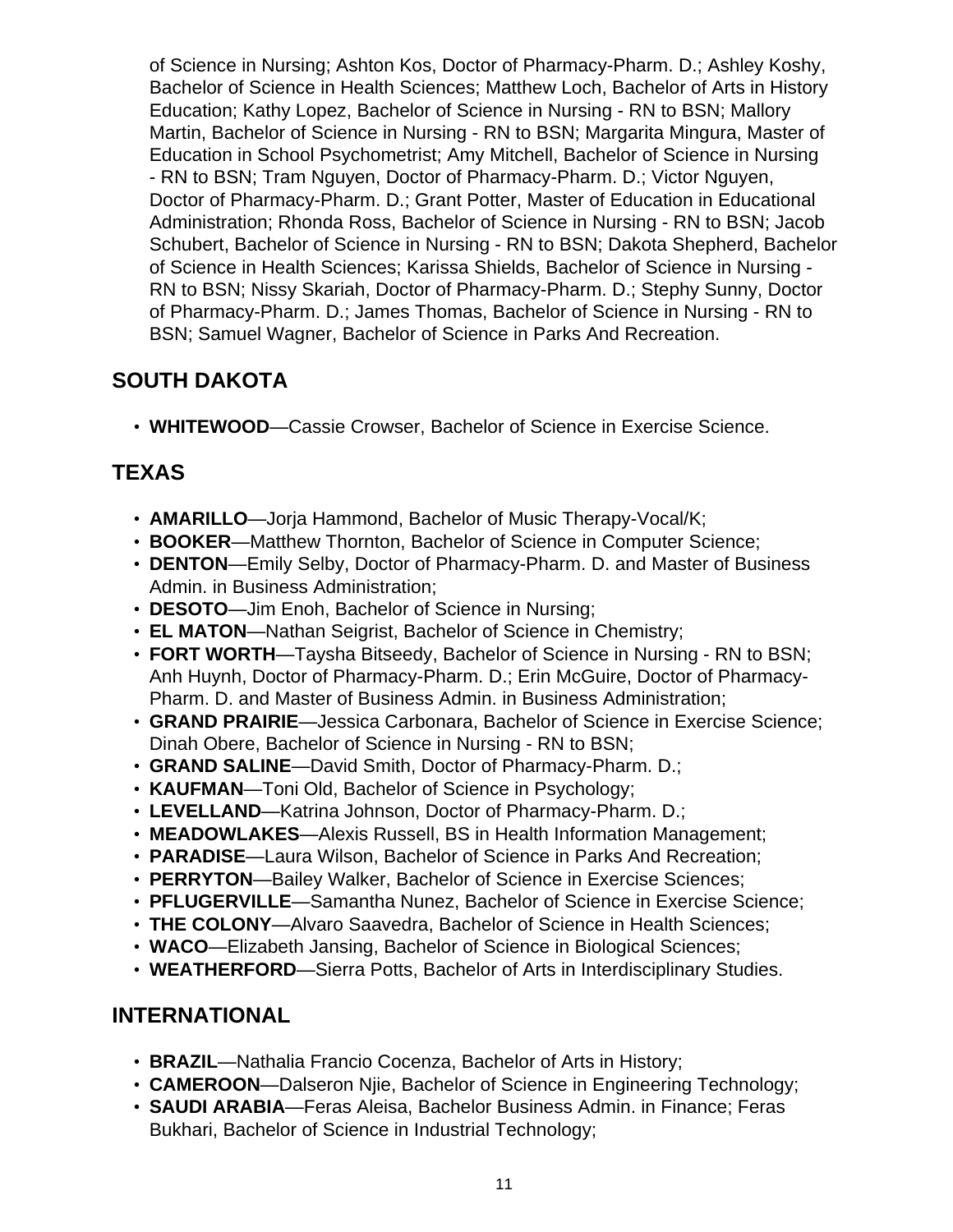of Science in Nursing; Ashton Kos, Doctor of Pharmacy-Pharm. D.; Ashley Koshy, Bachelor of Science in Health Sciences; Matthew Loch, Bachelor of Arts in History Education; Kathy Lopez, Bachelor of Science in Nursing - RN to BSN; Mallory Martin, Bachelor of Science in Nursing - RN to BSN; Margarita Mingura, Master of Education in School Psychometrist; Amy Mitchell, Bachelor of Science in Nursing - RN to BSN; Tram Nguyen, Doctor of Pharmacy-Pharm. D.; Victor Nguyen, Doctor of Pharmacy-Pharm. D.; Grant Potter, Master of Education in Educational Administration; Rhonda Ross, Bachelor of Science in Nursing - RN to BSN; Jacob Schubert, Bachelor of Science in Nursing - RN to BSN; Dakota Shepherd, Bachelor of Science in Health Sciences; Karissa Shields, Bachelor of Science in Nursing - RN to BSN; Nissy Skariah, Doctor of Pharmacy-Pharm. D.; Stephy Sunny, Doctor of Pharmacy-Pharm. D.; James Thomas, Bachelor of Science in Nursing - RN to BSN; Samuel Wagner, Bachelor of Science in Parks And Recreation.

## SOUTH DAKOTA

- **WHITEWOOD**—Cassie Crowser, Bachelor of Science in Exercise Science.

## TEXAS

- **AMARILLO**—Jorja Hammond, Bachelor of Music Therapy-Vocal/K;
- **BOOKER**—Matthew Thornton, Bachelor of Science in Computer Science;
- **DENTON**—Emily Selby, Doctor of Pharmacy-Pharm. D. and Master of Business Admin. in Business Administration;
- **DESOTO**—Jim Enoh, Bachelor of Science in Nursing;
- **EL MATON**—Nathan Seigrist, Bachelor of Science in Chemistry;
- **FORT WORTH**—Taysha Bitseedy, Bachelor of Science in Nursing - RN to BSN; Anh Huynh, Doctor of Pharmacy-Pharm. D.; Erin McGuire, Doctor of Pharmacy-Pharm. D. and Master of Business Admin. in Business Administration;
- **GRAND PRAIRIE**—Jessica Carbonara, Bachelor of Science in Exercise Science; Dinah Obere, Bachelor of Science in Nursing - RN to BSN;
- **GRAND SALINE**—David Smith, Doctor of Pharmacy-Pharm. D.;
- **KAUFMAN**—Toni Old, Bachelor of Science in Psychology;
- **LEVELLAND**—Katrina Johnson, Doctor of Pharmacy-Pharm. D.;
- **MEADOWLAKES**—Alexis Russell, BS in Health Information Management;
- **PARADISE**—Laura Wilson, Bachelor of Science in Parks And Recreation;
- **PERRYTON**—Bailey Walker, Bachelor of Science in Exercise Sciences;
- **PFLUGERVILLE**—Samantha Nunez, Bachelor of Science in Exercise Science;
- **THE COLONY**—Alvaro Saavedra, Bachelor of Science in Health Sciences;
- **WACO**—Elizabeth Jansing, Bachelor of Science in Biological Sciences;
- **WEATHERFORD**—Sierra Potts, Bachelor of Arts in Interdisciplinary Studies.

## INTERNATIONAL

- **BRAZIL**—Nathalia Francio Cocenza, Bachelor of Arts in History;
- **CAMEROON**—Dalseron Njie, Bachelor of Science in Engineering Technology;
- **SAUDI ARABIA**—Feras Aleisa, Bachelor Business Admin. in Finance; Feras Bukhari, Bachelor of Science in Industrial Technology;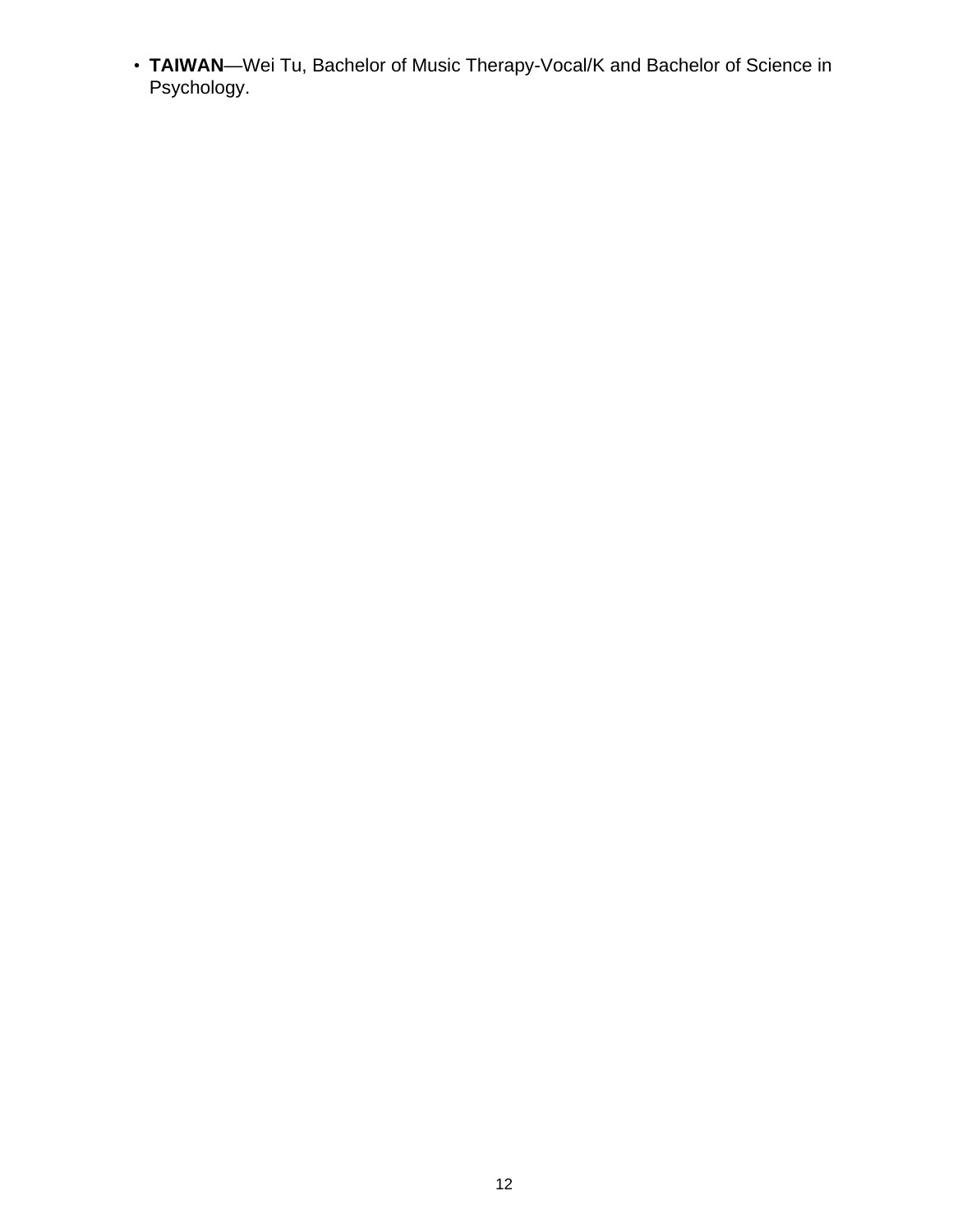- **TAIWAN**—Wei Tu, Bachelor of Music Therapy-Vocal/K and Bachelor of Science in Psychology.